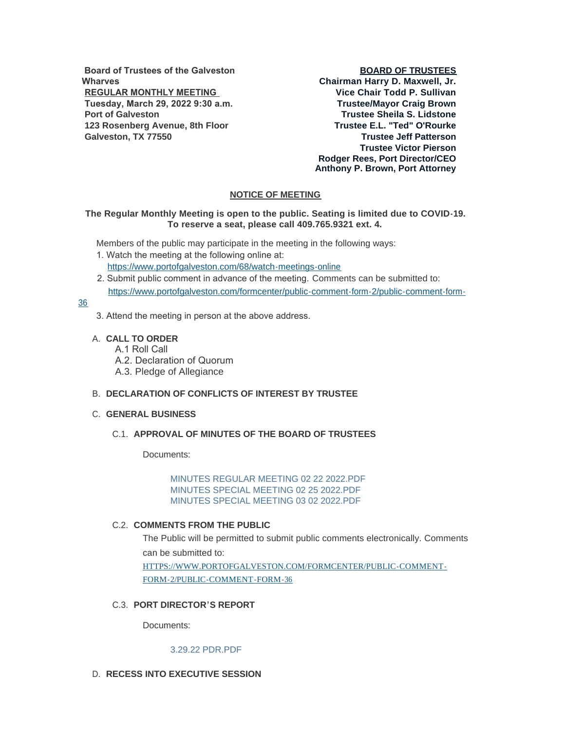**Board of Trustees of the Galveston Wharves**
**REGULAR MONTHLY MEETING**
**Tuesday, March 29, 2022 9:30 a.m.**
**Port of Galveston**
**123 Rosenberg Avenue, 8th Floor**
**Galveston, TX 77550**

**BOARD OF TRUSTEES**
**Chairman Harry D. Maxwell, Jr.**
**Vice Chair Todd P. Sullivan**
**Trustee/Mayor Craig Brown**
**Trustee Sheila S. Lidstone**
**Trustee E.L. "Ted" O'Rourke**
**Trustee Jeff Patterson**
**Trustee Victor Pierson**
**Rodger Rees, Port Director/CEO**
**Anthony P. Brown, Port Attorney**

## NOTICE OF MEETING

**The Regular Monthly Meeting is open to the public. Seating is limited due to COVID-19. To reserve a seat, please call 409.765.9321 ext. 4.**

Members of the public may participate in the meeting in the following ways:

1. Watch the meeting at the following online at: https://www.portofgalveston.com/68/watch-meetings-online
2. Submit public comment in advance of the meeting. Comments can be submitted to: https://www.portofgalveston.com/formcenter/public-comment-form-2/public-comment-form-36
3. Attend the meeting in person at the above address.

A. **CALL TO ORDER**
   - A.1 Roll Call
   - A.2. Declaration of Quorum
   - A.3. Pledge of Allegiance

B. **DECLARATION OF CONFLICTS OF INTEREST BY TRUSTEE**

C. **GENERAL BUSINESS**

C.1. **APPROVAL OF MINUTES OF THE BOARD OF TRUSTEES**

Documents:

MINUTES REGULAR MEETING 02 22 2022.PDF
MINUTES SPECIAL MEETING 02 25 2022.PDF
MINUTES SPECIAL MEETING 03 02 2022.PDF

C.2. **COMMENTS FROM THE PUBLIC**

The Public will be permitted to submit public comments electronically. Comments can be submitted to: HTTPS://WWW.PORTOFGALVESTON.COM/FORMCENTER/PUBLIC-COMMENT-FORM-2/PUBLIC-COMMENT-FORM-36

C.3. **PORT DIRECTOR'S REPORT**

Documents:

3.29.22 PDR.PDF

D. **RECESS INTO EXECUTIVE SESSION**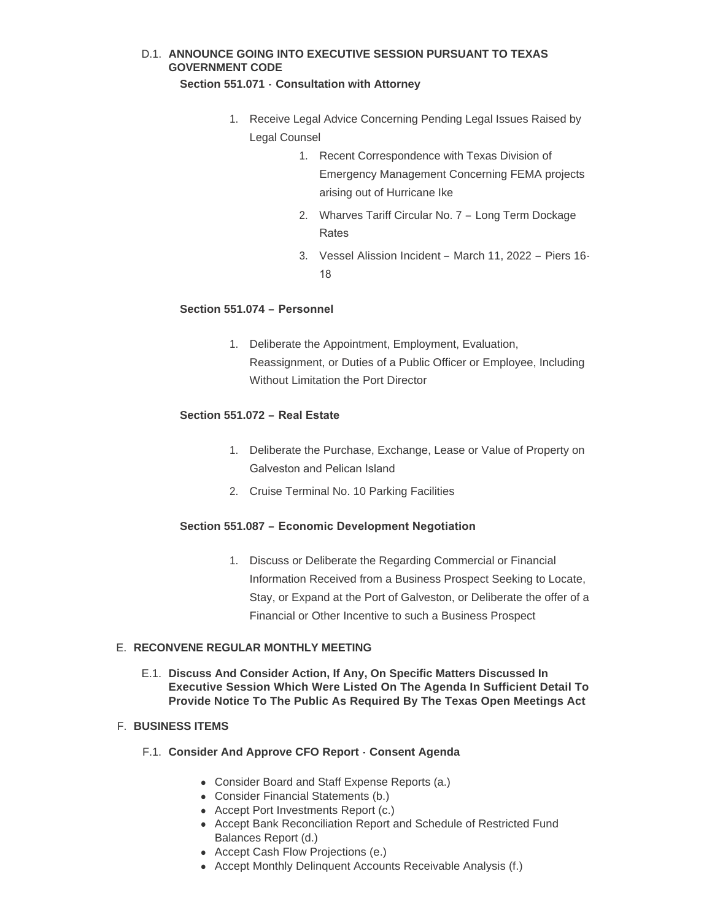D.1. **ANNOUNCE GOING INTO EXECUTIVE SESSION PURSUANT TO TEXAS GOVERNMENT CODE**

**Section 551.071 - Consultation with Attorney**

1. Receive Legal Advice Concerning Pending Legal Issues Raised by Legal Counsel
    1. Recent Correspondence with Texas Division of Emergency Management Concerning FEMA projects arising out of Hurricane Ike
    2. Wharves Tariff Circular No. 7 – Long Term Dockage Rates
    3. Vessel Alission Incident – March 11, 2022 – Piers 16-18

**Section 551.074 – Personnel**

1. Deliberate the Appointment, Employment, Evaluation, Reassignment, or Duties of a Public Officer or Employee, Including Without Limitation the Port Director

**Section 551.072 – Real Estate**

1. Deliberate the Purchase, Exchange, Lease or Value of Property on Galveston and Pelican Island
2. Cruise Terminal No. 10 Parking Facilities

**Section 551.087 – Economic Development Negotiation**

1. Discuss or Deliberate the Regarding Commercial or Financial Information Received from a Business Prospect Seeking to Locate, Stay, or Expand at the Port of Galveston, or Deliberate the offer of a Financial or Other Incentive to such a Business Prospect

E. **RECONVENE REGULAR MONTHLY MEETING**

E.1. **Discuss And Consider Action, If Any, On Specific Matters Discussed In Executive Session Which Were Listed On The Agenda In Sufficient Detail To Provide Notice To The Public As Required By The Texas Open Meetings Act**

F. **BUSINESS ITEMS**

F.1. **Consider And Approve CFO Report - Consent Agenda**

- Consider Board and Staff Expense Reports (a.)
- Consider Financial Statements (b.)
- Accept Port Investments Report (c.)
- Accept Bank Reconciliation Report and Schedule of Restricted Fund Balances Report (d.)
- Accept Cash Flow Projections (e.)
- Accept Monthly Delinquent Accounts Receivable Analysis (f.)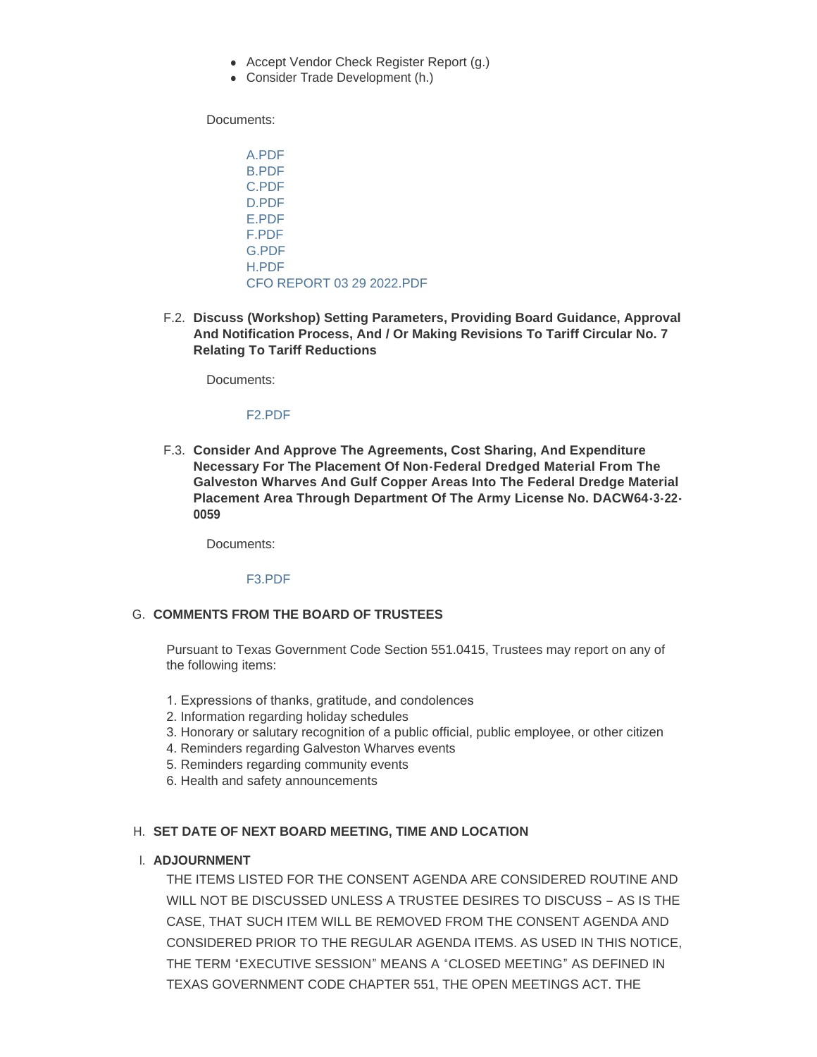- Accept Vendor Check Register Report (g.)
- Consider Trade Development (h.)

Documents:

A.PDF
B.PDF
C.PDF
D.PDF
E.PDF
F.PDF
G.PDF
H.PDF
CFO REPORT 03 29 2022.PDF

F.2. **Discuss (Workshop) Setting Parameters, Providing Board Guidance, Approval And Notification Process, And / Or Making Revisions To Tariff Circular No. 7 Relating To Tariff Reductions**

Documents:

F2.PDF

F.3. **Consider And Approve The Agreements, Cost Sharing, And Expenditure Necessary For The Placement Of Non-Federal Dredged Material From The Galveston Wharves And Gulf Copper Areas Into The Federal Dredge Material Placement Area Through Department Of The Army License No. DACW64-3-22-0059**

Documents:

F3.PDF

## G. COMMENTS FROM THE BOARD OF TRUSTEES

Pursuant to Texas Government Code Section 551.0415, Trustees may report on any of the following items:

1. Expressions of thanks, gratitude, and condolences
2. Information regarding holiday schedules
3. Honorary or salutary recognition of a public official, public employee, or other citizen
4. Reminders regarding Galveston Wharves events
5. Reminders regarding community events
6. Health and safety announcements

## H. SET DATE OF NEXT BOARD MEETING, TIME AND LOCATION

## I. ADJOURNMENT

THE ITEMS LISTED FOR THE CONSENT AGENDA ARE CONSIDERED ROUTINE AND WILL NOT BE DISCUSSED UNLESS A TRUSTEE DESIRES TO DISCUSS – AS IS THE CASE, THAT SUCH ITEM WILL BE REMOVED FROM THE CONSENT AGENDA AND CONSIDERED PRIOR TO THE REGULAR AGENDA ITEMS. AS USED IN THIS NOTICE, THE TERM "EXECUTIVE SESSION" MEANS A "CLOSED MEETING" AS DEFINED IN TEXAS GOVERNMENT CODE CHAPTER 551, THE OPEN MEETINGS ACT. THE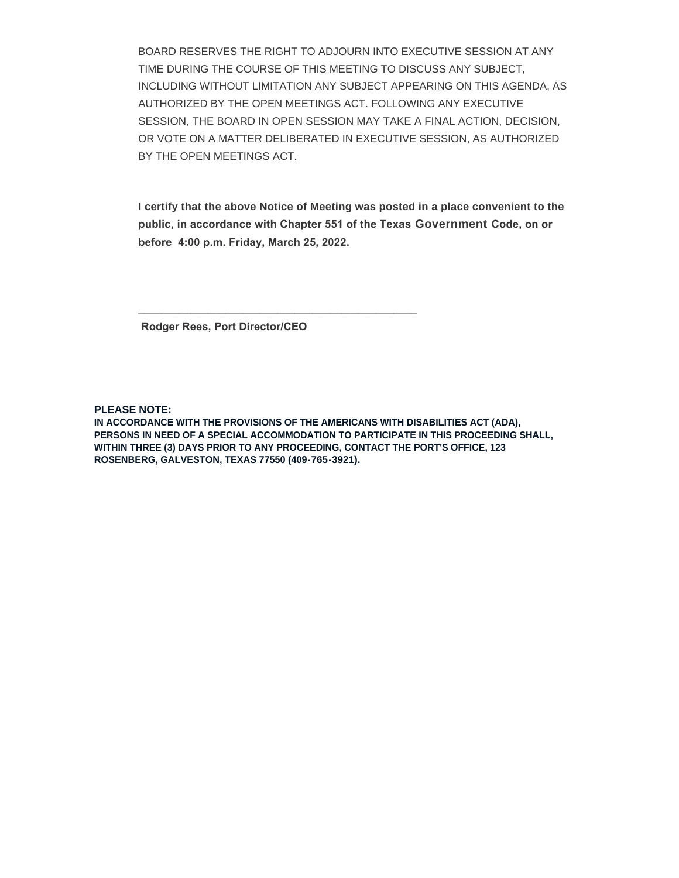BOARD RESERVES THE RIGHT TO ADJOURN INTO EXECUTIVE SESSION AT ANY TIME DURING THE COURSE OF THIS MEETING TO DISCUSS ANY SUBJECT, INCLUDING WITHOUT LIMITATION ANY SUBJECT APPEARING ON THIS AGENDA, AS AUTHORIZED BY THE OPEN MEETINGS ACT. FOLLOWING ANY EXECUTIVE SESSION, THE BOARD IN OPEN SESSION MAY TAKE A FINAL ACTION, DECISION, OR VOTE ON A MATTER DELIBERATED IN EXECUTIVE SESSION, AS AUTHORIZED BY THE OPEN MEETINGS ACT.

**I certify that the above Notice of Meeting was posted in a place convenient to the public, in accordance with Chapter 551 of the Texas Government Code, on or before 4:00 p.m. Friday, March 25, 2022.**

\_\_\_\_\_\_\_\_\_\_\_\_\_\_\_\_\_\_\_\_\_\_\_\_\_\_\_\_\_\_\_\_\_\_\_\_\_\_\_\_\_\_\_\_

**Rodger Rees, Port Director/CEO**

**PLEASE NOTE:**

**IN ACCORDANCE WITH THE PROVISIONS OF THE AMERICANS WITH DISABILITIES ACT (ADA), PERSONS IN NEED OF A SPECIAL ACCOMMODATION TO PARTICIPATE IN THIS PROCEEDING SHALL, WITHIN THREE (3) DAYS PRIOR TO ANY PROCEEDING, CONTACT THE PORT'S OFFICE, 123 ROSENBERG, GALVESTON, TEXAS 77550 (409-765-3921).**